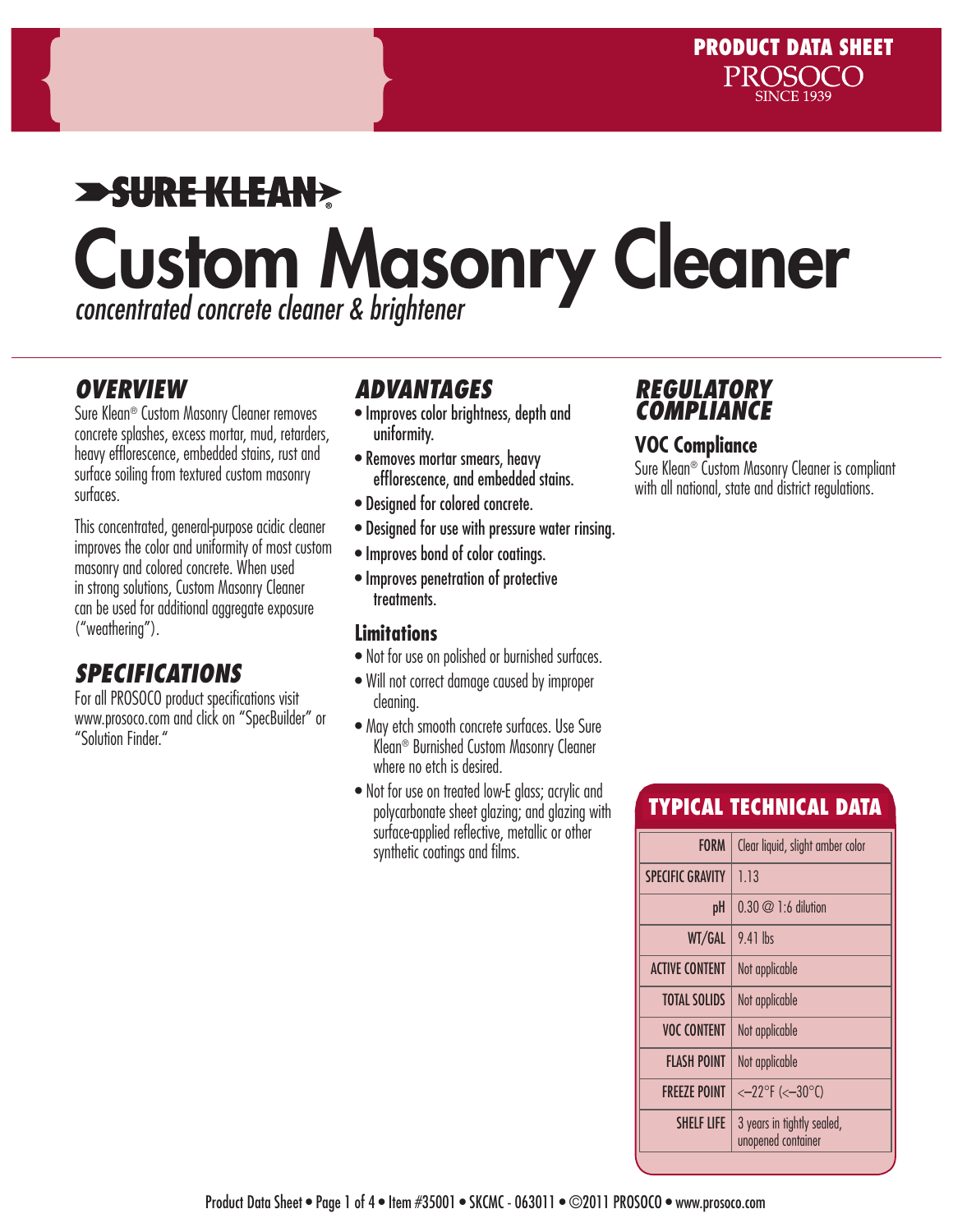PRODUCT DATA SHEET
PROSOCO
SINCE 1939

SURE KLEAN®

# Custom Masonry Cleaner

*concentrated concrete cleaner & brightener*

## OVERVIEW

Sure Klean® Custom Masonry Cleaner removes concrete splashes, excess mortar, mud, retarders, heavy efflorescence, embedded stains, rust and surface soiling from textured custom masonry surfaces.

This concentrated, general-purpose acidic cleaner improves the color and uniformity of most custom masonry and colored concrete. When used in strong solutions, Custom Masonry Cleaner can be used for additional aggregate exposure ("weathering").

## SPECIFICATIONS

For all PROSOCO product specifications visit www.prosoco.com and click on "SpecBuilder" or "Solution Finder."

## ADVANTAGES

- Improves color brightness, depth and uniformity.
- Removes mortar smears, heavy efflorescence, and embedded stains.
- Designed for colored concrete.
- Designed for use with pressure water rinsing.
- Improves bond of color coatings.
- Improves penetration of protective treatments.

### Limitations

- Not for use on polished or burnished surfaces.
- Will not correct damage caused by improper cleaning.
- May etch smooth concrete surfaces. Use Sure Klean® Burnished Custom Masonry Cleaner where no etch is desired.
- Not for use on treated low-E glass; acrylic and polycarbonate sheet glazing; and glazing with surface-applied reflective, metallic or other synthetic coatings and films.

## REGULATORY COMPLIANCE

### VOC Compliance

Sure Klean® Custom Masonry Cleaner is compliant with all national, state and district regulations.

## TYPICAL TECHNICAL DATA

| | |
|---|---|
| FORM | Clear liquid, slight amber color |
| SPECIFIC GRAVITY | 1.13 |
| pH | 0.30 @ 1:6 dilution |
| WT/GAL | 9.41 lbs |
| ACTIVE CONTENT | Not applicable |
| TOTAL SOLIDS | Not applicable |
| VOC CONTENT | Not applicable |
| FLASH POINT | Not applicable |
| FREEZE POINT | <–22°F (<–30°C) |
| SHELF LIFE | 3 years in tightly sealed, unopened container |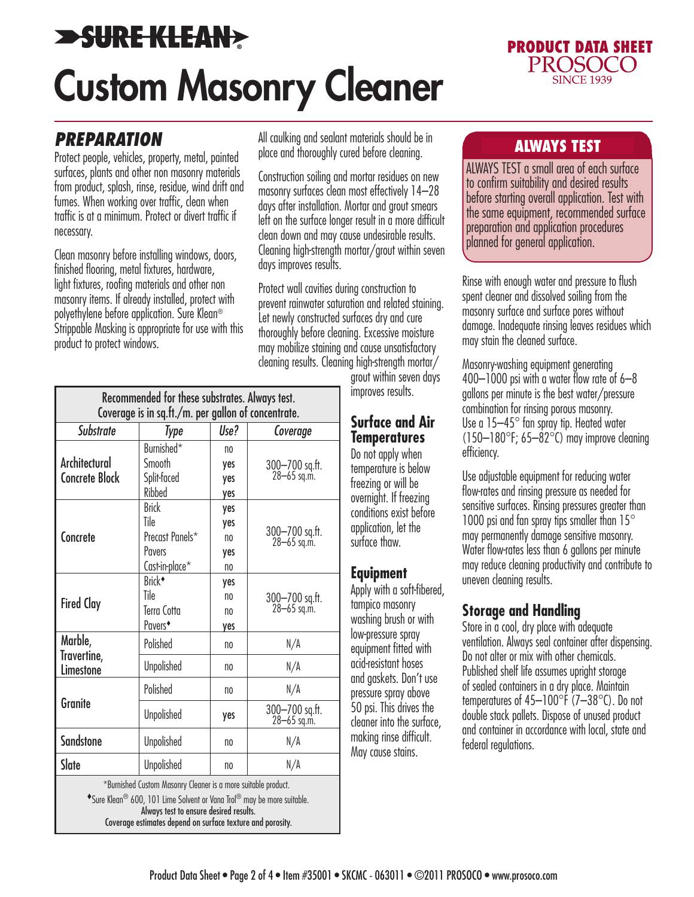# SURE KLEAN®

# Custom Masonry Cleaner

**PRODUCT DATA SHEET**
PROSOCO
SINCE 1939

## PREPARATION

Protect people, vehicles, property, metal, painted surfaces, plants and other non masonry materials from product, splash, rinse, residue, wind drift and fumes. When working over traffic, clean when traffic is at a minimum. Protect or divert traffic if necessary.

Clean masonry before installing windows, doors, finished flooring, metal fixtures, hardware, light fixtures, roofing materials and other non masonry items. If already installed, protect with polyethylene before application. Sure Klean® Strippable Masking is appropriate for use with this product to protect windows.

All caulking and sealant materials should be in place and thoroughly cured before cleaning.

Construction soiling and mortar residues on new masonry surfaces clean most effectively 14–28 days after installation. Mortar and grout smears left on the surface longer result in a more difficult clean down and may cause undesirable results. Cleaning high-strength mortar/grout within seven days improves results.

Protect wall cavities during construction to prevent rainwater saturation and related staining. Let newly constructed surfaces dry and cure thoroughly before cleaning. Excessive moisture may mobilize staining and cause unsatisfactory cleaning results. Cleaning high-strength mortar/grout within seven days improves results.

| Recommended for these substrates. Always test. Coverage is in sq.ft./m. per gallon of concentrate. | | | |
|---|---|---|---|
| *Substrate* | *Type* | *Use?* | *Coverage* |
| Architectural Concrete Block | Burnished* | no | 300–700 sq.ft. 28–65 sq.m. |
| | Smooth | yes | |
| | Split-faced | yes | |
| | Ribbed | yes | |
| Concrete | Brick | yes | 300–700 sq.ft. 28–65 sq.m. |
| | Tile | yes | |
| | Precast Panels* | no | |
| | Pavers | yes | |
| | Cast-in-place* | no | |
| Fired Clay | Brick♦ | yes | 300–700 sq.ft. 28–65 sq.m. |
| | Tile | no | |
| | Terra Cotta | no | |
| | Pavers♦ | yes | |
| Marble, Travertine, Limestone | Polished | no | N/A |
| | Unpolished | no | N/A |
| Granite | Polished | no | N/A |
| | Unpolished | yes | 300–700 sq.ft. 28–65 sq.m. |
| Sandstone | Unpolished | no | N/A |
| Slate | Unpolished | no | N/A |

*Burnished Custom Masonry Cleaner is a more suitable product.
♦Sure Klean® 600, 101 Lime Solvent or Vana Trol® may be more suitable.
Always test to ensure desired results.
Coverage estimates depend on surface texture and porosity.

### Surface and Air Temperatures

Do not apply when temperature is below freezing or will be overnight. If freezing conditions exist before application, let the surface thaw.

### Equipment

Apply with a soft-fibered, tampico masonry washing brush or with low-pressure spray equipment fitted with acid-resistant hoses and gaskets. Don't use pressure spray above 50 psi. This drives the cleaner into the surface, making rinse difficult. May cause stains.

## ALWAYS TEST

ALWAYS TEST a small area of each surface to confirm suitability and desired results before starting overall application. Test with the same equipment, recommended surface preparation and application procedures planned for general application.

Rinse with enough water and pressure to flush spent cleaner and dissolved soiling from the masonry surface and surface pores without damage. Inadequate rinsing leaves residues which may stain the cleaned surface.

Masonry-washing equipment generating 400–1000 psi with a water flow rate of 6–8 gallons per minute is the best water/pressure combination for rinsing porous masonry. Use a 15–45° fan spray tip. Heated water (150–180°F; 65–82°C) may improve cleaning efficiency.

Use adjustable equipment for reducing water flow-rates and rinsing pressure as needed for sensitive surfaces. Rinsing pressures greater than 1000 psi and fan spray tips smaller than 15° may permanently damage sensitive masonry. Water flow-rates less than 6 gallons per minute may reduce cleaning productivity and contribute to uneven cleaning results.

### Storage and Handling

Store in a cool, dry place with adequate ventilation. Always seal container after dispensing. Do not alter or mix with other chemicals. Published shelf life assumes upright storage of sealed containers in a dry place. Maintain temperatures of 45–100°F (7–38°C). Do not double stack pallets. Dispose of unused product and container in accordance with local, state and federal regulations.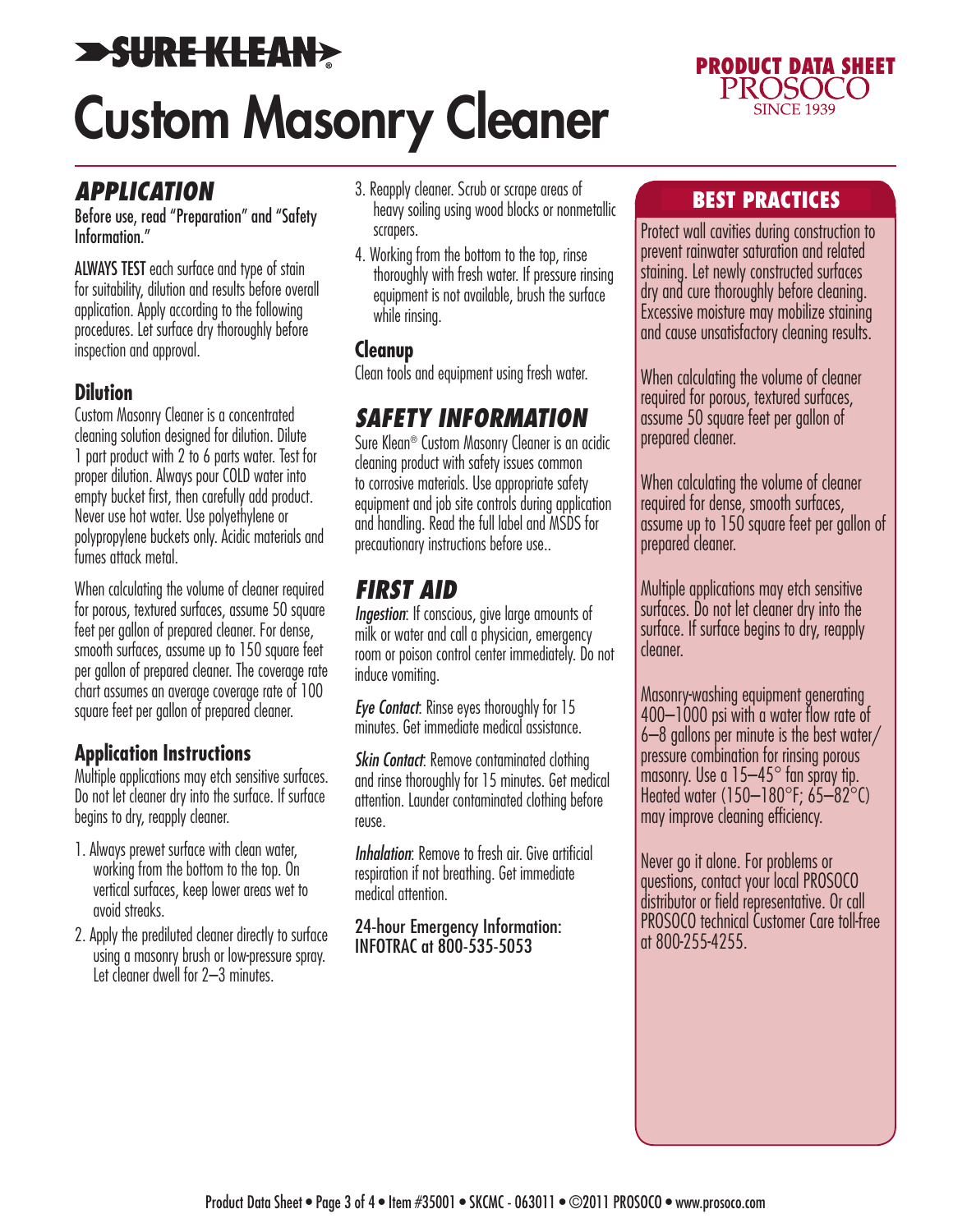# SURE KLEAN®

# Custom Masonry Cleaner

PRODUCT DATA SHEET
PROSOCO
SINCE 1939

## APPLICATION

Before use, read "Preparation" and "Safety Information."

ALWAYS TEST each surface and type of stain for suitability, dilution and results before overall application. Apply according to the following procedures. Let surface dry thoroughly before inspection and approval.

### Dilution

Custom Masonry Cleaner is a concentrated cleaning solution designed for dilution. Dilute 1 part product with 2 to 6 parts water. Test for proper dilution. Always pour COLD water into empty bucket first, then carefully add product. Never use hot water. Use polyethylene or polypropylene buckets only. Acidic materials and fumes attack metal.

When calculating the volume of cleaner required for porous, textured surfaces, assume 50 square feet per gallon of prepared cleaner. For dense, smooth surfaces, assume up to 150 square feet per gallon of prepared cleaner. The coverage rate chart assumes an average coverage rate of 100 square feet per gallon of prepared cleaner.

### Application Instructions

Multiple applications may etch sensitive surfaces. Do not let cleaner dry into the surface. If surface begins to dry, reapply cleaner.

1. Always prewet surface with clean water, working from the bottom to the top. On vertical surfaces, keep lower areas wet to avoid streaks.
2. Apply the prediluted cleaner directly to surface using a masonry brush or low-pressure spray. Let cleaner dwell for 2–3 minutes.
3. Reapply cleaner. Scrub or scrape areas of heavy soiling using wood blocks or nonmetallic scrapers.
4. Working from the bottom to the top, rinse thoroughly with fresh water. If pressure rinsing equipment is not available, brush the surface while rinsing.

### Cleanup

Clean tools and equipment using fresh water.

## SAFETY INFORMATION

Sure Klean® Custom Masonry Cleaner is an acidic cleaning product with safety issues common to corrosive materials. Use appropriate safety equipment and job site controls during application and handling. Read the full label and MSDS for precautionary instructions before use..

## FIRST AID

*Ingestion*: If conscious, give large amounts of milk or water and call a physician, emergency room or poison control center immediately. Do not induce vomiting.

*Eye Contact*: Rinse eyes thoroughly for 15 minutes. Get immediate medical assistance.

*Skin Contact*: Remove contaminated clothing and rinse thoroughly for 15 minutes. Get medical attention. Launder contaminated clothing before reuse.

*Inhalation*: Remove to fresh air. Give artificial respiration if not breathing. Get immediate medical attention.

24-hour Emergency Information:
INFOTRAC at 800-535-5053

## BEST PRACTICES

Protect wall cavities during construction to prevent rainwater saturation and related staining. Let newly constructed surfaces dry and cure thoroughly before cleaning. Excessive moisture may mobilize staining and cause unsatisfactory cleaning results.

When calculating the volume of cleaner required for porous, textured surfaces, assume 50 square feet per gallon of prepared cleaner.

When calculating the volume of cleaner required for dense, smooth surfaces, assume up to 150 square feet per gallon of prepared cleaner.

Multiple applications may etch sensitive surfaces. Do not let cleaner dry into the surface. If surface begins to dry, reapply cleaner.

Masonry-washing equipment generating 400–1000 psi with a water flow rate of 6–8 gallons per minute is the best water/pressure combination for rinsing porous masonry. Use a 15–45° fan spray tip. Heated water (150–180°F; 65–82°C) may improve cleaning efficiency.

Never go it alone. For problems or questions, contact your local PROSOCO distributor or field representative. Or call PROSOCO technical Customer Care toll-free at 800-255-4255.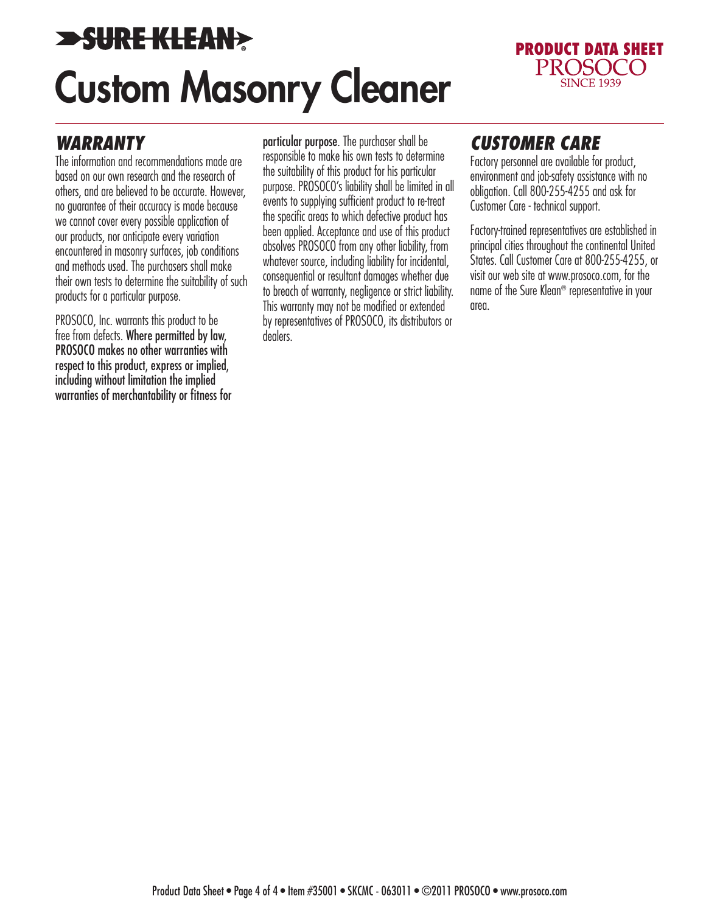# Custom Masonry Cleaner

## *WARRANTY*

The information and recommendations made are based on our own research and the research of others, and are believed to be accurate. However, no guarantee of their accuracy is made because we cannot cover every possible application of our products, nor anticipate every variation encountered in masonry surfaces, job conditions and methods used. The purchasers shall make their own tests to determine the suitability of such products for a particular purpose.

PROSOCO, Inc. warrants this product to be free from defects. **Where permitted by law, PROSOCO makes no other warranties with respect to this product, express or implied, including without limitation the implied warranties of merchantability or fitness for particular purpose**. The purchaser shall be responsible to make his own tests to determine the suitability of this product for his particular purpose. PROSOCO's liability shall be limited in all events to supplying sufficient product to re-treat the specific areas to which defective product has been applied. Acceptance and use of this product absolves PROSOCO from any other liability, from whatever source, including liability for incidental, consequential or resultant damages whether due to breach of warranty, negligence or strict liability. This warranty may not be modified or extended by representatives of PROSOCO, its distributors or dealers.

## *CUSTOMER CARE*

Factory personnel are available for product, environment and job-safety assistance with no obligation. Call 800-255-4255 and ask for Customer Care - technical support.

Factory-trained representatives are established in principal cities throughout the continental United States. Call Customer Care at 800-255-4255, or visit our web site at www.prosoco.com, for the name of the Sure Klean® representative in your area.